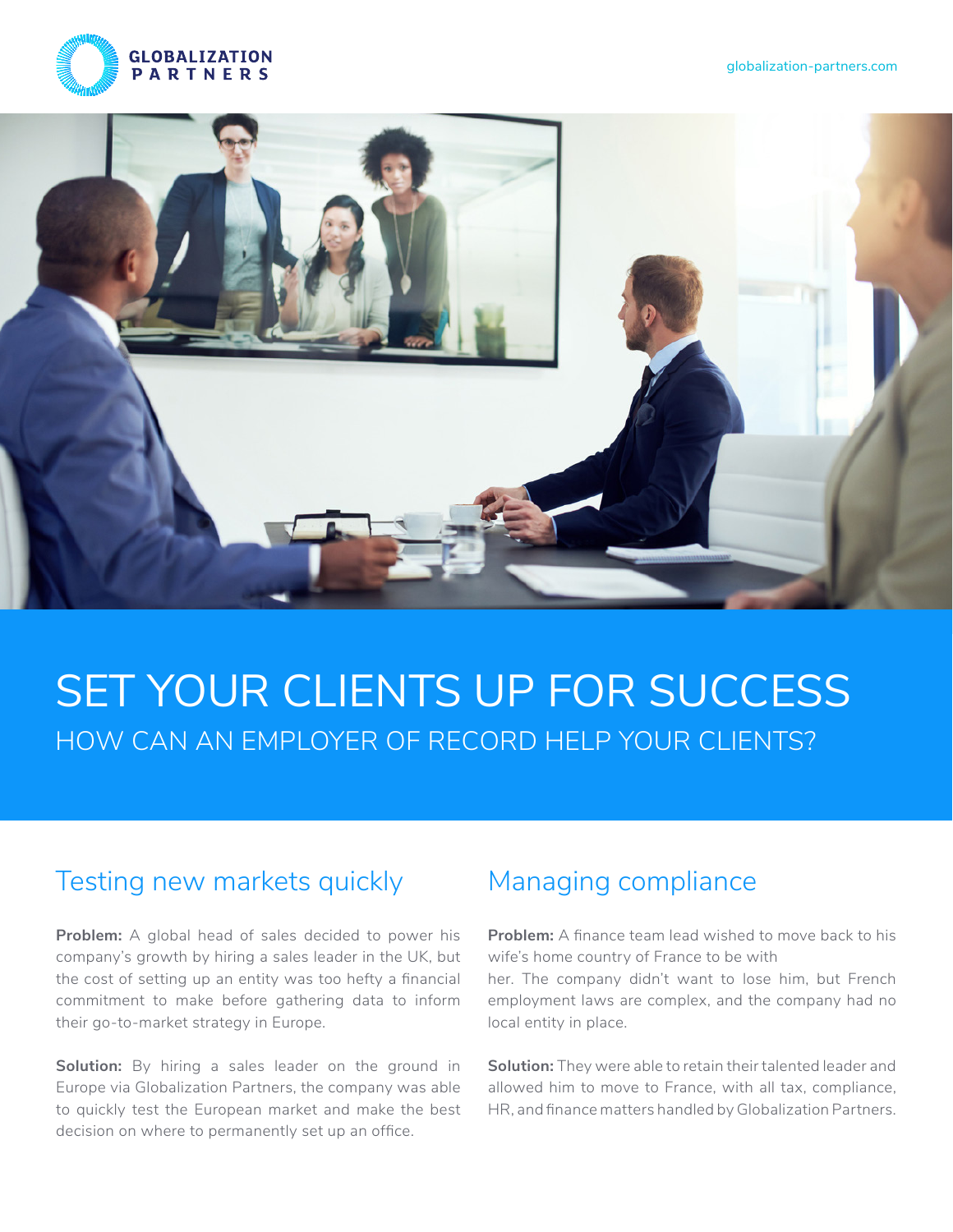GLOBALIZATION PARTNERS

globalization-partners.com

# SET YOUR CLIENTS UP FOR SUCCESS

## HOW CAN AN EMPLOYER OF RECORD HELP YOUR CLIENTS?

### Testing new markets quickly

**Problem:** A global head of sales decided to power his company's growth by hiring a sales leader in the UK, but the cost of setting up an entity was too hefty a financial commitment to make before gathering data to inform their go-to-market strategy in Europe.

**Solution:** By hiring a sales leader on the ground in Europe via Globalization Partners, the company was able to quickly test the European market and make the best decision on where to permanently set up an office.

### Managing compliance

**Problem:** A finance team lead wished to move back to his wife's home country of France to be with her. The company didn't want to lose him, but French employment laws are complex, and the company had no local entity in place.

**Solution:** They were able to retain their talented leader and allowed him to move to France, with all tax, compliance, HR, and finance matters handled by Globalization Partners.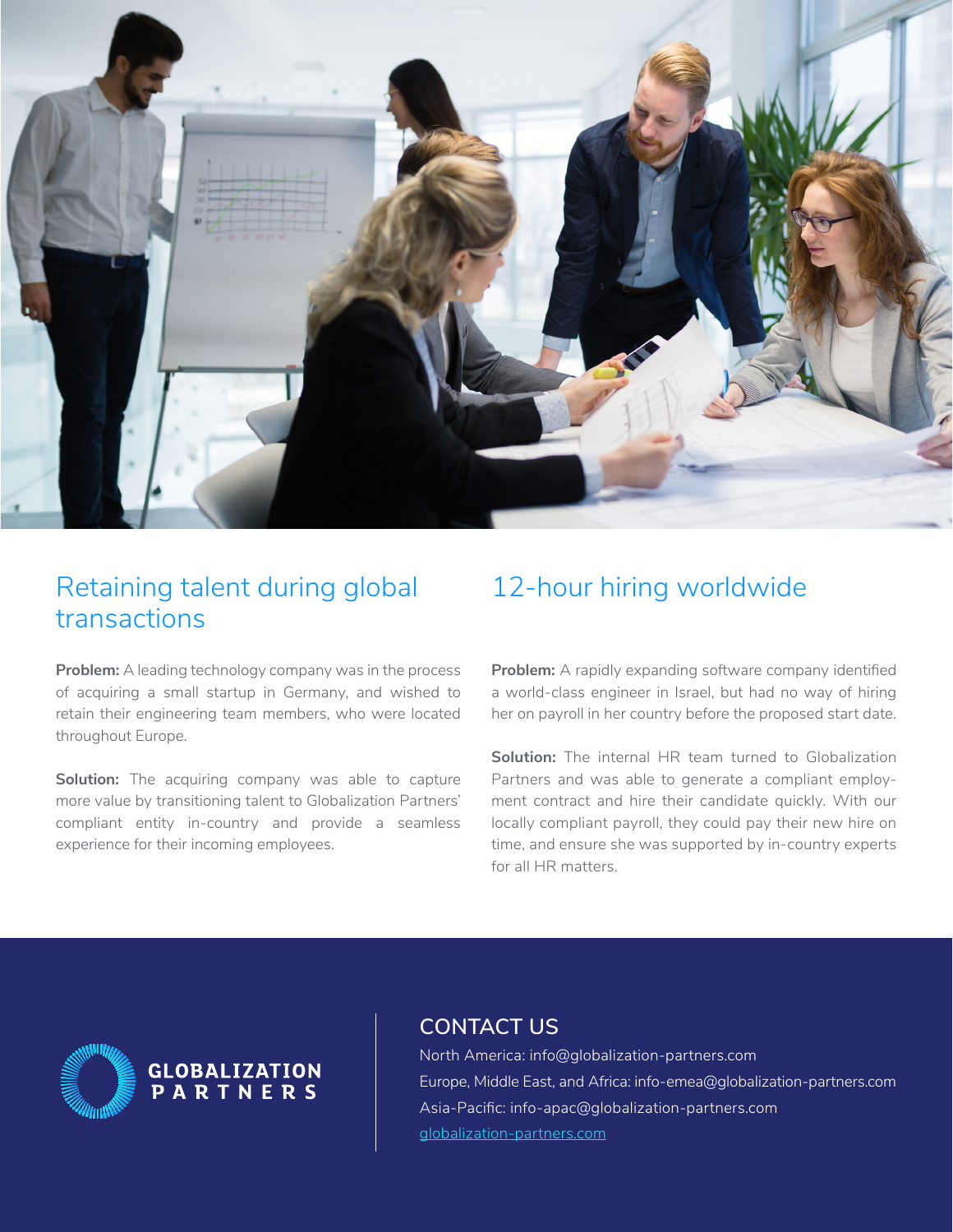## Retaining talent during global transactions

**Problem:** A leading technology company was in the process of acquiring a small startup in Germany, and wished to retain their engineering team members, who were located throughout Europe.

**Solution:** The acquiring company was able to capture more value by transitioning talent to Globalization Partners' compliant entity in-country and provide a seamless experience for their incoming employees.

## 12-hour hiring worldwide

**Problem:** A rapidly expanding software company identified a world-class engineer in Israel, but had no way of hiring her on payroll in her country before the proposed start date.

**Solution:** The internal HR team turned to Globalization Partners and was able to generate a compliant employment contract and hire their candidate quickly. With our locally compliant payroll, they could pay their new hire on time, and ensure she was supported by in-country experts for all HR matters.

GLOBALIZATION PARTNERS

## CONTACT US

North America: info@globalization-partners.com

Europe, Middle East, and Africa: info-emea@globalization-partners.com

Asia-Pacific: info-apac@globalization-partners.com

globalization-partners.com